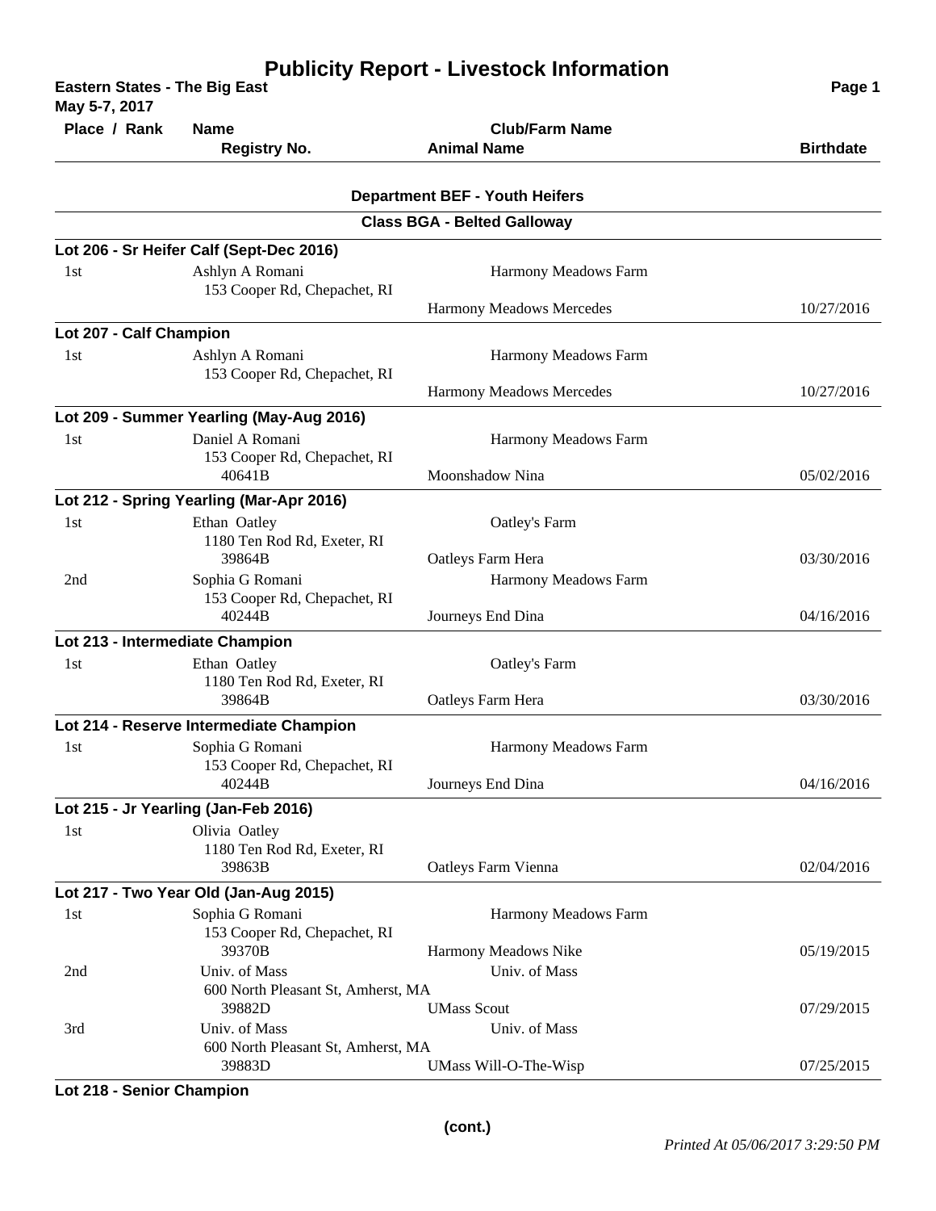# Publicity Report - Livestock Information

**Eastern States - The Big East**
**May 5-7, 2017**

| Place / Rank | Name / Registry No. | Club/Farm Name / Animal Name | Birthdate |
|---|---|---|---|

## Department BEF - Youth Heifers

### Class BGA - Belted Galloway

**Lot 206 - Sr Heifer Calf (Sept-Dec 2016)**

| Place / Rank | Name / Registry No. | Club/Farm Name / Animal Name | Birthdate |
|---|---|---|---|
| 1st | Ashlyn A Romani<br>153 Cooper Rd, Chepachet, RI | Harmony Meadows Farm<br>Harmony Meadows Mercedes | 10/27/2016 |

**Lot 207 - Calf Champion**

| Place / Rank | Name / Registry No. | Club/Farm Name / Animal Name | Birthdate |
|---|---|---|---|
| 1st | Ashlyn A Romani<br>153 Cooper Rd, Chepachet, RI | Harmony Meadows Farm<br>Harmony Meadows Mercedes | 10/27/2016 |

**Lot 209 - Summer Yearling (May-Aug 2016)**

| Place / Rank | Name / Registry No. | Club/Farm Name / Animal Name | Birthdate |
|---|---|---|---|
| 1st | Daniel A Romani<br>153 Cooper Rd, Chepachet, RI<br>40641B | Harmony Meadows Farm<br>Moonshadow Nina | 05/02/2016 |

**Lot 212 - Spring Yearling (Mar-Apr 2016)**

| Place / Rank | Name / Registry No. | Club/Farm Name / Animal Name | Birthdate |
|---|---|---|---|
| 1st | Ethan Oatley<br>1180 Ten Rod Rd, Exeter, RI<br>39864B | Oatley's Farm<br>Oatleys Farm Hera | 03/30/2016 |
| 2nd | Sophia G Romani<br>153 Cooper Rd, Chepachet, RI<br>40244B | Harmony Meadows Farm<br>Journeys End Dina | 04/16/2016 |

**Lot 213 - Intermediate Champion**

| Place / Rank | Name / Registry No. | Club/Farm Name / Animal Name | Birthdate |
|---|---|---|---|
| 1st | Ethan Oatley<br>1180 Ten Rod Rd, Exeter, RI<br>39864B | Oatley's Farm<br>Oatleys Farm Hera | 03/30/2016 |

**Lot 214 - Reserve Intermediate Champion**

| Place / Rank | Name / Registry No. | Club/Farm Name / Animal Name | Birthdate |
|---|---|---|---|
| 1st | Sophia G Romani<br>153 Cooper Rd, Chepachet, RI<br>40244B | Harmony Meadows Farm<br>Journeys End Dina | 04/16/2016 |

**Lot 215 - Jr Yearling (Jan-Feb 2016)**

| Place / Rank | Name / Registry No. | Club/Farm Name / Animal Name | Birthdate |
|---|---|---|---|
| 1st | Olivia Oatley<br>1180 Ten Rod Rd, Exeter, RI<br>39863B | Oatleys Farm Vienna | 02/04/2016 |

**Lot 217 - Two Year Old (Jan-Aug 2015)**

| Place / Rank | Name / Registry No. | Club/Farm Name / Animal Name | Birthdate |
|---|---|---|---|
| 1st | Sophia G Romani<br>153 Cooper Rd, Chepachet, RI<br>39370B | Harmony Meadows Farm<br>Harmony Meadows Nike | 05/19/2015 |
| 2nd | Univ. of Mass<br>600 North Pleasant St, Amherst, MA<br>39882D | Univ. of Mass<br>UMass Scout | 07/29/2015 |
| 3rd | Univ. of Mass<br>600 North Pleasant St, Amherst, MA<br>39883D | Univ. of Mass<br>UMass Will-O-The-Wisp | 07/25/2015 |

**Lot 218 - Senior Champion**

(cont.)

*Printed At 05/06/2017 3:29:50 PM*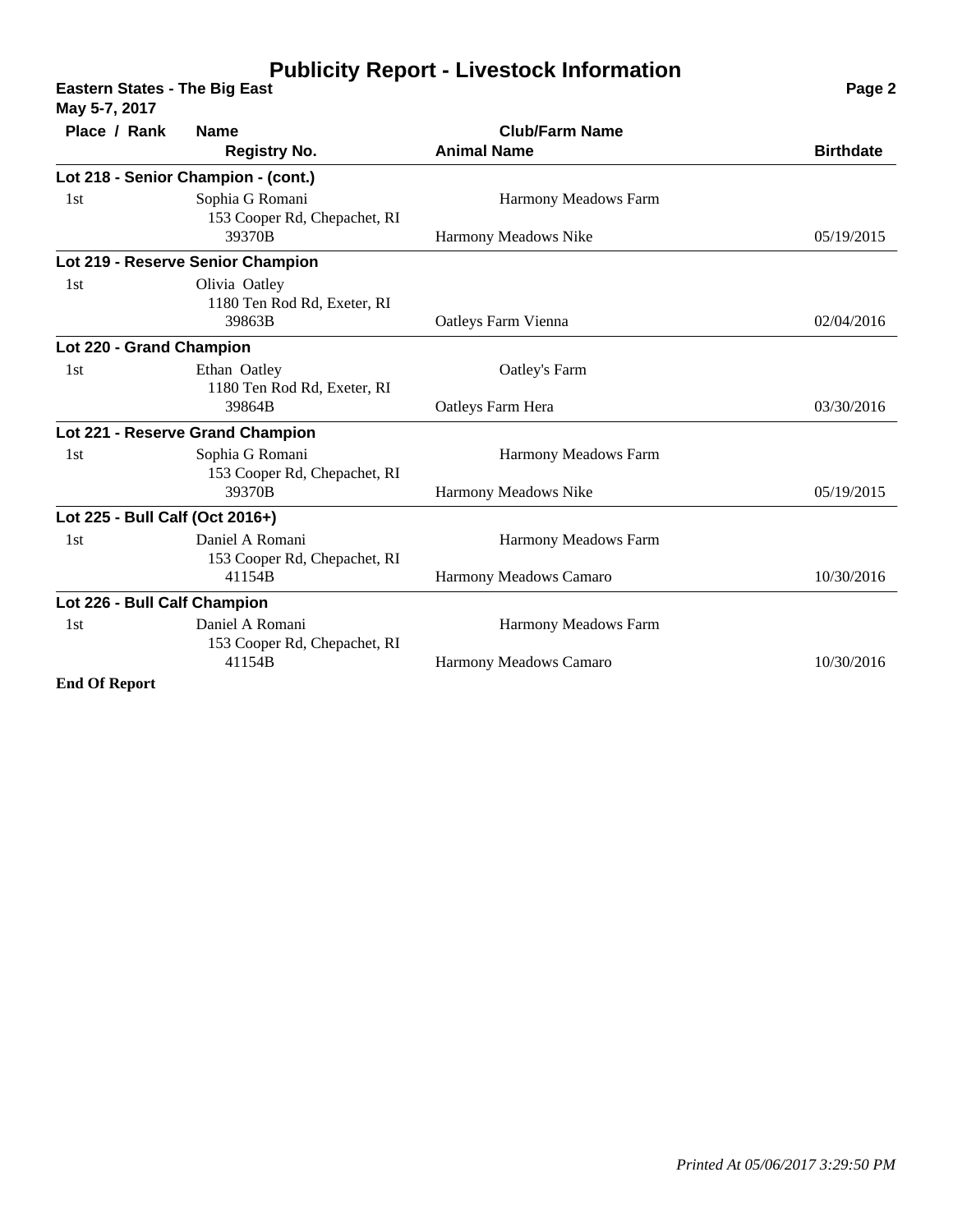# Publicity Report - Livestock Information

**Eastern States - The Big East**
**May 5-7, 2017**

| Place / Rank | Name / Registry No. | Club/Farm Name / Animal Name | Birthdate |
|---|---|---|---|
| **Lot 218 - Senior Champion - (cont.)** | | | |
| 1st | Sophia G Romani<br>153 Cooper Rd, Chepachet, RI<br>39370B | Harmony Meadows Farm<br>Harmony Meadows Nike | 05/19/2015 |
| **Lot 219 - Reserve Senior Champion** | | | |
| 1st | Olivia Oatley<br>1180 Ten Rod Rd, Exeter, RI<br>39863B | Oatleys Farm Vienna | 02/04/2016 |
| **Lot 220 - Grand Champion** | | | |
| 1st | Ethan Oatley<br>1180 Ten Rod Rd, Exeter, RI<br>39864B | Oatley's Farm<br>Oatleys Farm Hera | 03/30/2016 |
| **Lot 221 - Reserve Grand Champion** | | | |
| 1st | Sophia G Romani<br>153 Cooper Rd, Chepachet, RI<br>39370B | Harmony Meadows Farm<br>Harmony Meadows Nike | 05/19/2015 |
| **Lot 225 - Bull Calf (Oct 2016+)** | | | |
| 1st | Daniel A Romani<br>153 Cooper Rd, Chepachet, RI<br>41154B | Harmony Meadows Farm<br>Harmony Meadows Camaro | 10/30/2016 |
| **Lot 226 - Bull Calf Champion** | | | |
| 1st | Daniel A Romani<br>153 Cooper Rd, Chepachet, RI<br>41154B | Harmony Meadows Farm<br>Harmony Meadows Camaro | 10/30/2016 |

**End Of Report**

*Printed At 05/06/2017 3:29:50 PM*